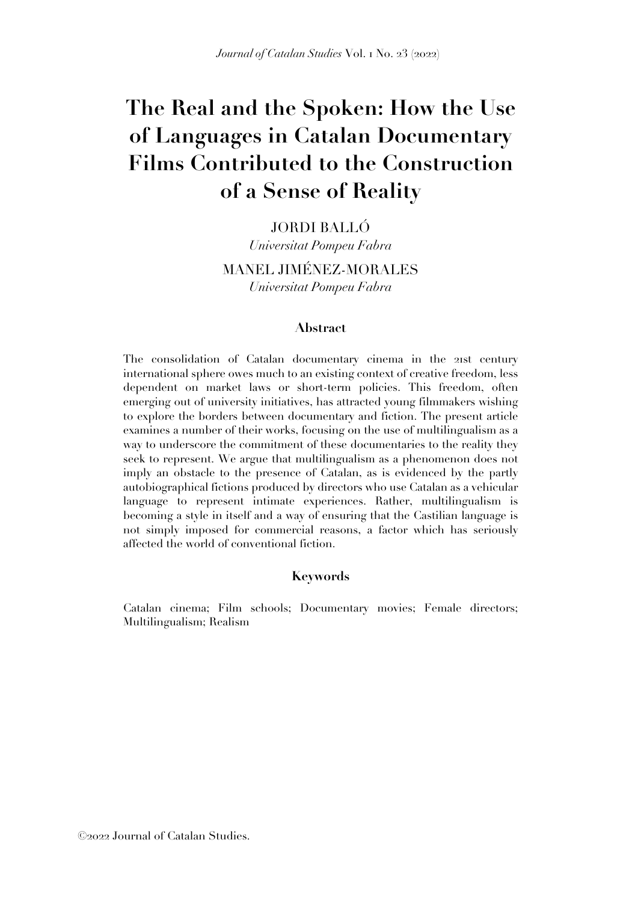# The Real and the Spoken: How the Use of Languages in Catalan Documentary Films Contributed to the Construction of a Sense of Reality

JORDI BALLÓ
*Universitat Pompeu Fabra*

MANEL JIMÉNEZ-MORALES
*Universitat Pompeu Fabra*

## Abstract

The consolidation of Catalan documentary cinema in the 21st century international sphere owes much to an existing context of creative freedom, less dependent on market laws or short-term policies. This freedom, often emerging out of university initiatives, has attracted young filmmakers wishing to explore the borders between documentary and fiction. The present article examines a number of their works, focusing on the use of multilingualism as a way to underscore the commitment of these documentaries to the reality they seek to represent. We argue that multilingualism as a phenomenon does not imply an obstacle to the presence of Catalan, as is evidenced by the partly autobiographical fictions produced by directors who use Catalan as a vehicular language to represent intimate experiences. Rather, multilingualism is becoming a style in itself and a way of ensuring that the Castilian language is not simply imposed for commercial reasons, a factor which has seriously affected the world of conventional fiction.

## Keywords

Catalan cinema; Film schools; Documentary movies; Female directors; Multilingualism; Realism

©2022 Journal of Catalan Studies.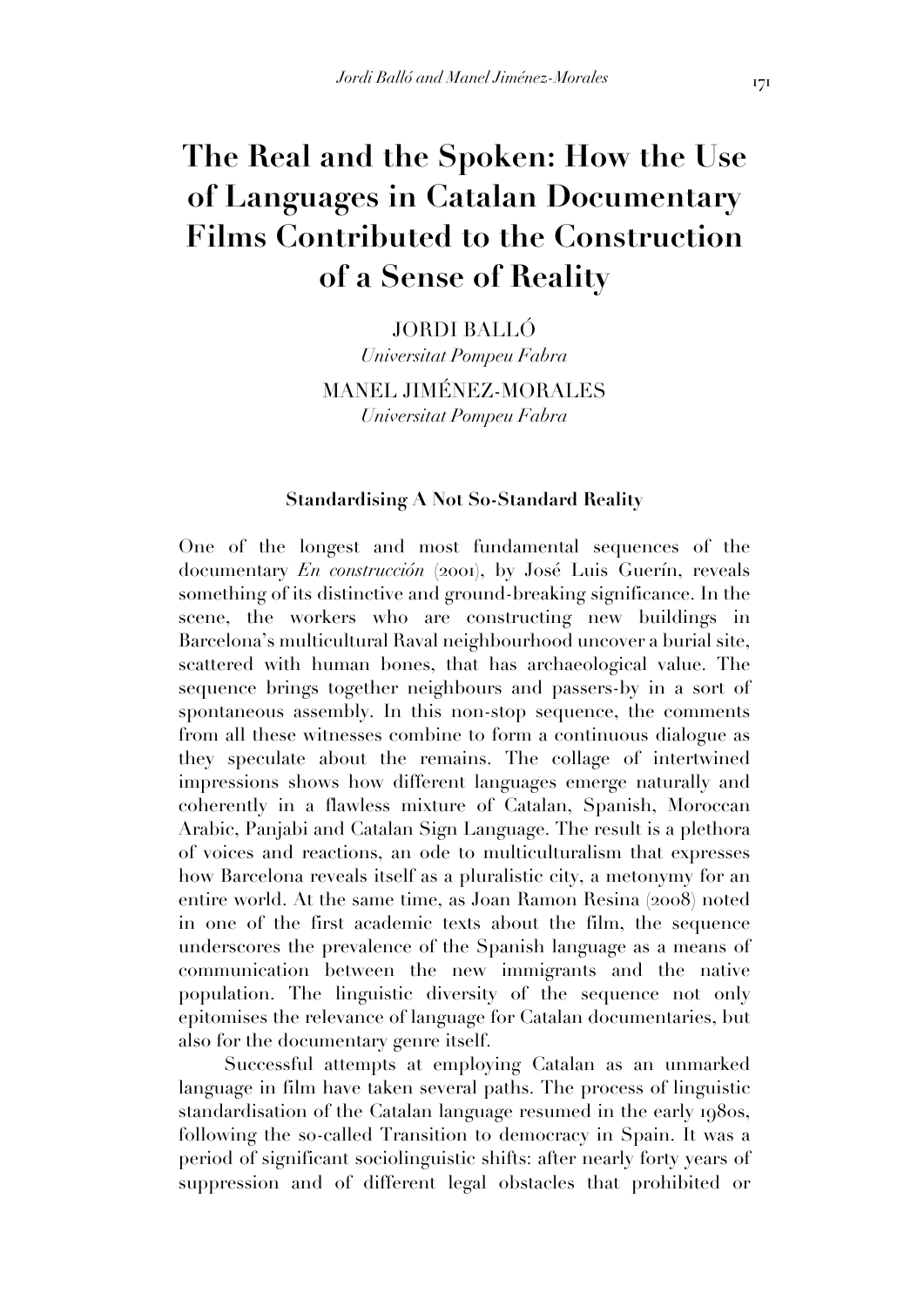# The Real and the Spoken: How the Use of Languages in Catalan Documentary Films Contributed to the Construction of a Sense of Reality

JORDI BALLÓ
*Universitat Pompeu Fabra*

MANEL JIMÉNEZ-MORALES
*Universitat Pompeu Fabra*

### Standardising A Not So-Standard Reality

One of the longest and most fundamental sequences of the documentary *En construcción* (2001), by José Luis Guerín, reveals something of its distinctive and ground-breaking significance. In the scene, the workers who are constructing new buildings in Barcelona's multicultural Raval neighbourhood uncover a burial site, scattered with human bones, that has archaeological value. The sequence brings together neighbours and passers-by in a sort of spontaneous assembly. In this non-stop sequence, the comments from all these witnesses combine to form a continuous dialogue as they speculate about the remains. The collage of intertwined impressions shows how different languages emerge naturally and coherently in a flawless mixture of Catalan, Spanish, Moroccan Arabic, Panjabi and Catalan Sign Language. The result is a plethora of voices and reactions, an ode to multiculturalism that expresses how Barcelona reveals itself as a pluralistic city, a metonymy for an entire world. At the same time, as Joan Ramon Resina (2008) noted in one of the first academic texts about the film, the sequence underscores the prevalence of the Spanish language as a means of communication between the new immigrants and the native population. The linguistic diversity of the sequence not only epitomises the relevance of language for Catalan documentaries, but also for the documentary genre itself.

Successful attempts at employing Catalan as an unmarked language in film have taken several paths. The process of linguistic standardisation of the Catalan language resumed in the early 1980s, following the so-called Transition to democracy in Spain. It was a period of significant sociolinguistic shifts: after nearly forty years of suppression and of different legal obstacles that prohibited or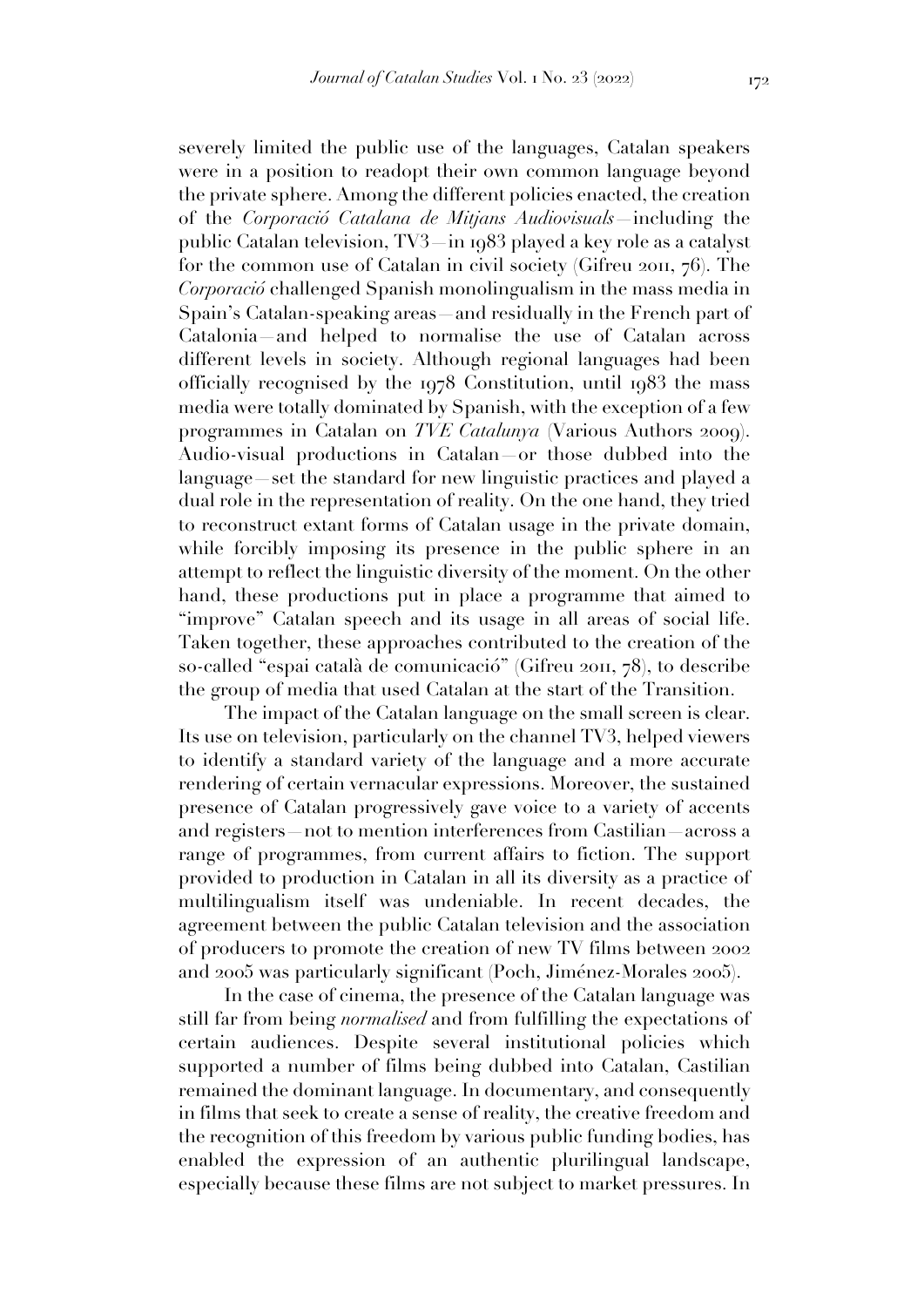severely limited the public use of the languages, Catalan speakers were in a position to readopt their own common language beyond the private sphere. Among the different policies enacted, the creation of the *Corporació Catalana de Mitjans Audiovisuals*—including the public Catalan television, TV3—in 1983 played a key role as a catalyst for the common use of Catalan in civil society (Gifreu 2011, 76). The *Corporació* challenged Spanish monolingualism in the mass media in Spain's Catalan-speaking areas—and residually in the French part of Catalonia—and helped to normalise the use of Catalan across different levels in society. Although regional languages had been officially recognised by the 1978 Constitution, until 1983 the mass media were totally dominated by Spanish, with the exception of a few programmes in Catalan on *TVE Catalunya* (Various Authors 2009). Audio-visual productions in Catalan—or those dubbed into the language—set the standard for new linguistic practices and played a dual role in the representation of reality. On the one hand, they tried to reconstruct extant forms of Catalan usage in the private domain, while forcibly imposing its presence in the public sphere in an attempt to reflect the linguistic diversity of the moment. On the other hand, these productions put in place a programme that aimed to "improve" Catalan speech and its usage in all areas of social life. Taken together, these approaches contributed to the creation of the so-called "espai català de comunicació" (Gifreu 2011, 78), to describe the group of media that used Catalan at the start of the Transition.

The impact of the Catalan language on the small screen is clear. Its use on television, particularly on the channel TV3, helped viewers to identify a standard variety of the language and a more accurate rendering of certain vernacular expressions. Moreover, the sustained presence of Catalan progressively gave voice to a variety of accents and registers—not to mention interferences from Castilian—across a range of programmes, from current affairs to fiction. The support provided to production in Catalan in all its diversity as a practice of multilingualism itself was undeniable. In recent decades, the agreement between the public Catalan television and the association of producers to promote the creation of new TV films between 2002 and 2005 was particularly significant (Poch, Jiménez-Morales 2005).

In the case of cinema, the presence of the Catalan language was still far from being *normalised* and from fulfilling the expectations of certain audiences. Despite several institutional policies which supported a number of films being dubbed into Catalan, Castilian remained the dominant language. In documentary, and consequently in films that seek to create a sense of reality, the creative freedom and the recognition of this freedom by various public funding bodies, has enabled the expression of an authentic plurilingual landscape, especially because these films are not subject to market pressures. In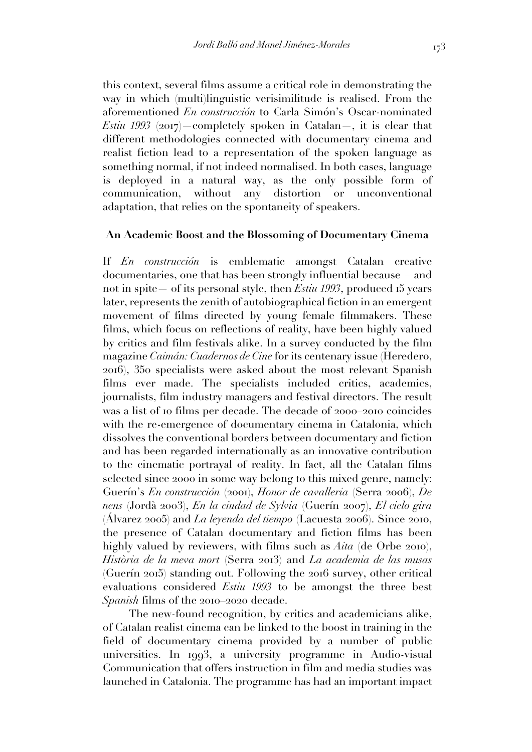this context, several films assume a critical role in demonstrating the way in which (multi)linguistic verisimilitude is realised. From the aforementioned *En construcción* to Carla Simón's Oscar-nominated *Estiu 1993* (2017)—completely spoken in Catalan—, it is clear that different methodologies connected with documentary cinema and realist fiction lead to a representation of the spoken language as something normal, if not indeed normalised. In both cases, language is deployed in a natural way, as the only possible form of communication, without any distortion or unconventional adaptation, that relies on the spontaneity of speakers.

## An Academic Boost and the Blossoming of Documentary Cinema

If *En construcción* is emblematic amongst Catalan creative documentaries, one that has been strongly influential because —and not in spite— of its personal style, then *Estiu 1993*, produced 15 years later, represents the zenith of autobiographical fiction in an emergent movement of films directed by young female filmmakers. These films, which focus on reflections of reality, have been highly valued by critics and film festivals alike. In a survey conducted by the film magazine *Caimán: Cuadernos de Cine* for its centenary issue (Heredero, 2016), 350 specialists were asked about the most relevant Spanish films ever made. The specialists included critics, academics, journalists, film industry managers and festival directors. The result was a list of 10 films per decade. The decade of 2000–2010 coincides with the re-emergence of documentary cinema in Catalonia, which dissolves the conventional borders between documentary and fiction and has been regarded internationally as an innovative contribution to the cinematic portrayal of reality. In fact, all the Catalan films selected since 2000 in some way belong to this mixed genre, namely: Guerín's *En construcción* (2001), *Honor de cavalleria* (Serra 2006), *De nens* (Jordà 2003), *En la ciudad de Sylvia* (Guerín 2007), *El cielo gira* (Álvarez 2005) and *La leyenda del tiempo* (Lacuesta 2006). Since 2010, the presence of Catalan documentary and fiction films has been highly valued by reviewers, with films such as *Aita* (de Orbe 2010), *Història de la meva mort* (Serra 2013) and *La academia de las musas* (Guerín 2015) standing out. Following the 2016 survey, other critical evaluations considered *Estiu 1993* to be amongst the three best *Spanish* films of the 2010–2020 decade.

The new-found recognition, by critics and academicians alike, of Catalan realist cinema can be linked to the boost in training in the field of documentary cinema provided by a number of public universities. In 1993, a university programme in Audio-visual Communication that offers instruction in film and media studies was launched in Catalonia. The programme has had an important impact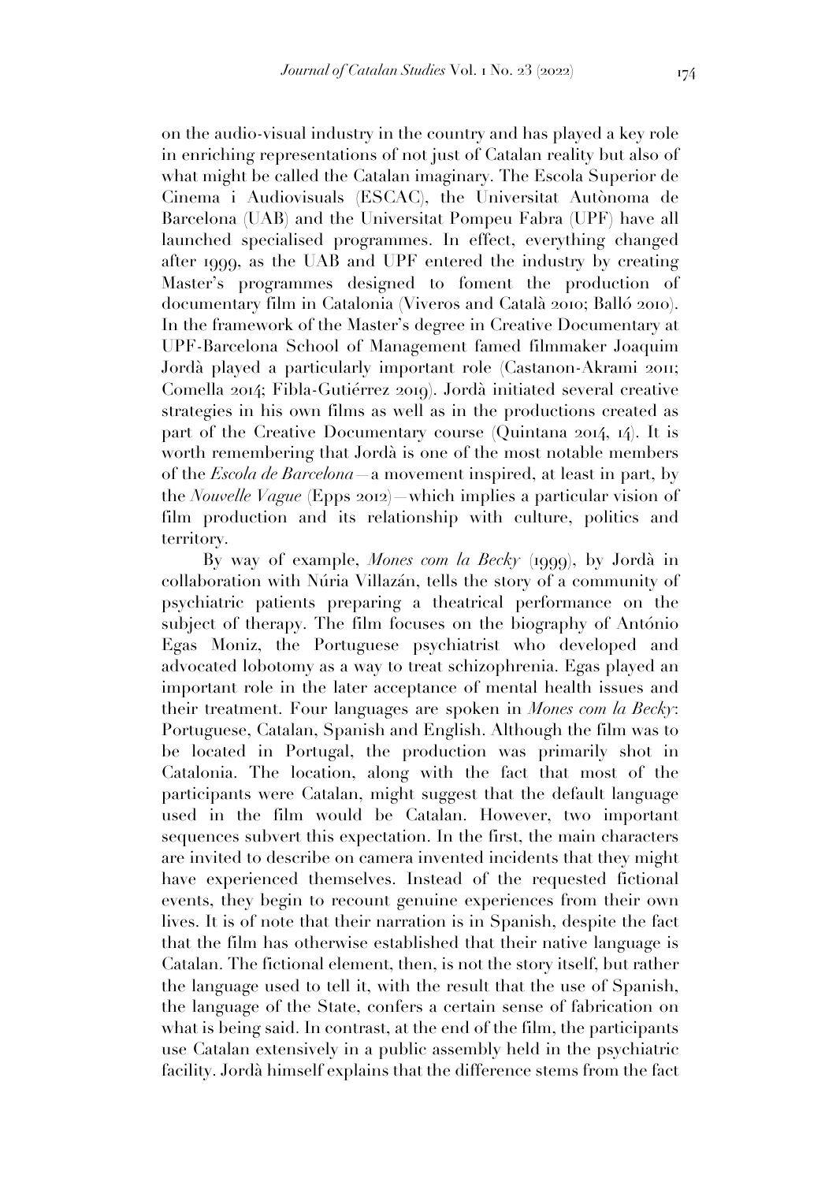on the audio-visual industry in the country and has played a key role in enriching representations of not just of Catalan reality but also of what might be called the Catalan imaginary. The Escola Superior de Cinema i Audiovisuals (ESCAC), the Universitat Autònoma de Barcelona (UAB) and the Universitat Pompeu Fabra (UPF) have all launched specialised programmes. In effect, everything changed after 1999, as the UAB and UPF entered the industry by creating Master's programmes designed to foment the production of documentary film in Catalonia (Viveros and Català 2010; Balló 2010). In the framework of the Master's degree in Creative Documentary at UPF-Barcelona School of Management famed filmmaker Joaquim Jordà played a particularly important role (Castanon-Akrami 2011; Comella 2014; Fibla-Gutiérrez 2019). Jordà initiated several creative strategies in his own films as well as in the productions created as part of the Creative Documentary course (Quintana 2014, 14). It is worth remembering that Jordà is one of the most notable members of the *Escola de Barcelona*—a movement inspired, at least in part, by the *Nouvelle Vague* (Epps 2012)—which implies a particular vision of film production and its relationship with culture, politics and territory.

By way of example, *Mones com la Becky* (1999), by Jordà in collaboration with Núria Villazán, tells the story of a community of psychiatric patients preparing a theatrical performance on the subject of therapy. The film focuses on the biography of António Egas Moniz, the Portuguese psychiatrist who developed and advocated lobotomy as a way to treat schizophrenia. Egas played an important role in the later acceptance of mental health issues and their treatment. Four languages are spoken in *Mones com la Becky*: Portuguese, Catalan, Spanish and English. Although the film was to be located in Portugal, the production was primarily shot in Catalonia. The location, along with the fact that most of the participants were Catalan, might suggest that the default language used in the film would be Catalan. However, two important sequences subvert this expectation. In the first, the main characters are invited to describe on camera invented incidents that they might have experienced themselves. Instead of the requested fictional events, they begin to recount genuine experiences from their own lives. It is of note that their narration is in Spanish, despite the fact that the film has otherwise established that their native language is Catalan. The fictional element, then, is not the story itself, but rather the language used to tell it, with the result that the use of Spanish, the language of the State, confers a certain sense of fabrication on what is being said. In contrast, at the end of the film, the participants use Catalan extensively in a public assembly held in the psychiatric facility. Jordà himself explains that the difference stems from the fact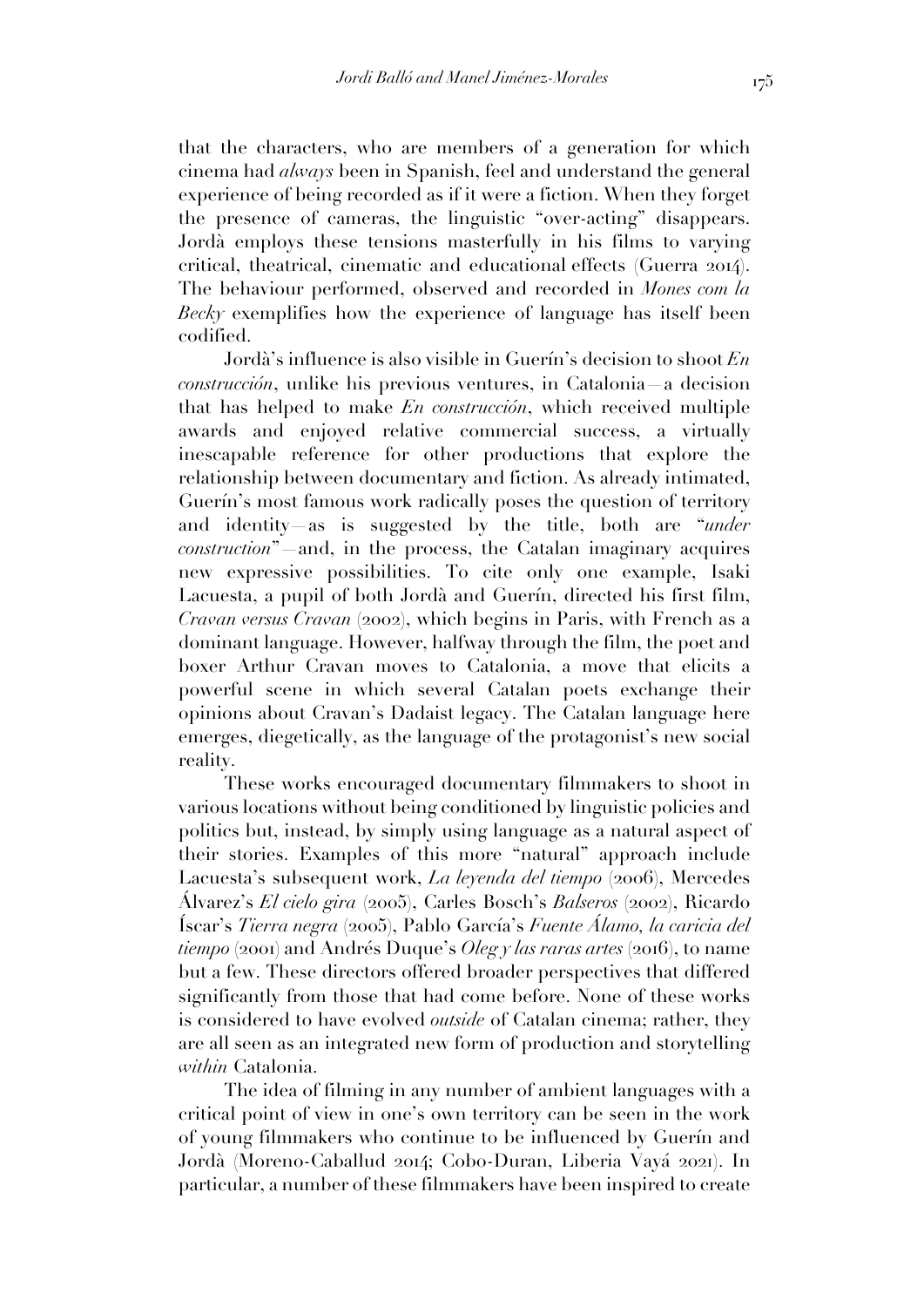that the characters, who are members of a generation for which cinema had *always* been in Spanish, feel and understand the general experience of being recorded as if it were a fiction. When they forget the presence of cameras, the linguistic "over-acting" disappears. Jordà employs these tensions masterfully in his films to varying critical, theatrical, cinematic and educational effects (Guerra 2014). The behaviour performed, observed and recorded in *Mones com la Becky* exemplifies how the experience of language has itself been codified.

Jordà's influence is also visible in Guerín's decision to shoot *En construcción*, unlike his previous ventures, in Catalonia—a decision that has helped to make *En construcción*, which received multiple awards and enjoyed relative commercial success, a virtually inescapable reference for other productions that explore the relationship between documentary and fiction. As already intimated, Guerín's most famous work radically poses the question of territory and identity—as is suggested by the title, both are "*under construction*"—and, in the process, the Catalan imaginary acquires new expressive possibilities. To cite only one example, Isaki Lacuesta, a pupil of both Jordà and Guerín, directed his first film, *Cravan versus Cravan* (2002), which begins in Paris, with French as a dominant language. However, halfway through the film, the poet and boxer Arthur Cravan moves to Catalonia, a move that elicits a powerful scene in which several Catalan poets exchange their opinions about Cravan's Dadaist legacy. The Catalan language here emerges, diegetically, as the language of the protagonist's new social reality.

These works encouraged documentary filmmakers to shoot in various locations without being conditioned by linguistic policies and politics but, instead, by simply using language as a natural aspect of their stories. Examples of this more "natural" approach include Lacuesta's subsequent work, *La leyenda del tiempo* (2006), Mercedes Álvarez's *El cielo gira* (2005), Carles Bosch's *Balseros* (2002), Ricardo Íscar's *Tierra negra* (2005), Pablo García's *Fuente Álamo, la caricia del tiempo* (2001) and Andrés Duque's *Oleg y las raras artes* (2016), to name but a few. These directors offered broader perspectives that differed significantly from those that had come before. None of these works is considered to have evolved *outside* of Catalan cinema; rather, they are all seen as an integrated new form of production and storytelling *within* Catalonia.

The idea of filming in any number of ambient languages with a critical point of view in one's own territory can be seen in the work of young filmmakers who continue to be influenced by Guerín and Jordà (Moreno-Caballud 2014; Cobo-Duran, Liberia Vayá 2021). In particular, a number of these filmmakers have been inspired to create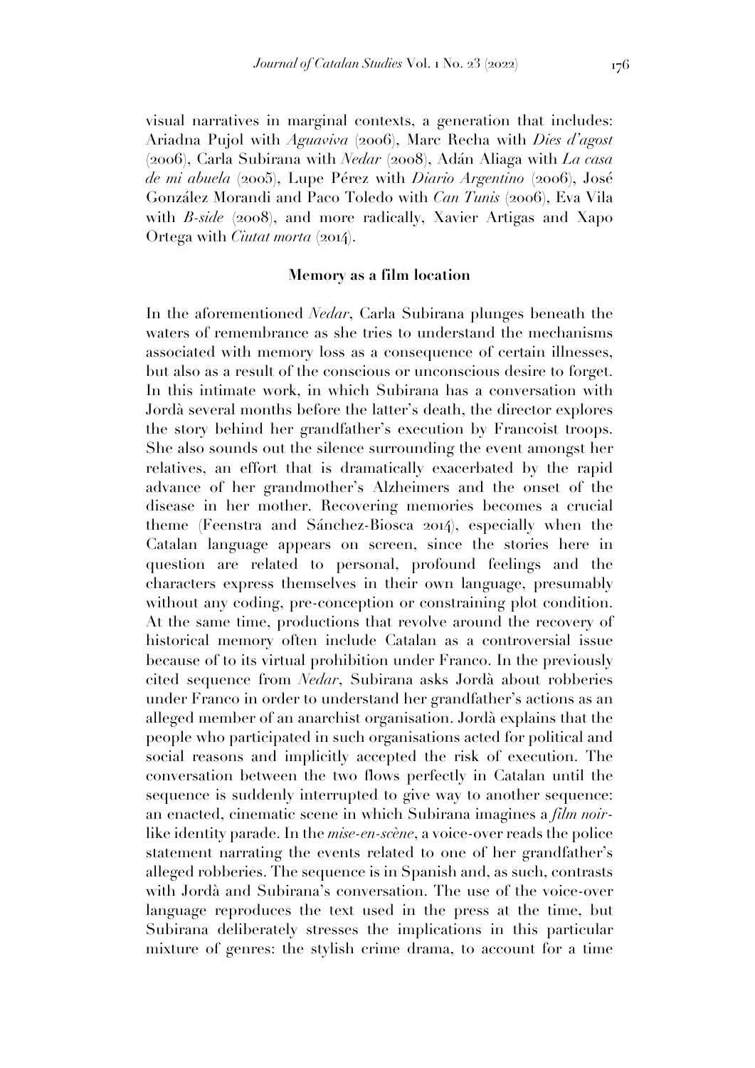visual narratives in marginal contexts, a generation that includes: Ariadna Pujol with *Aguaviva* (2006), Marc Recha with *Dies d'agost* (2006), Carla Subirana with *Nedar* (2008), Adán Aliaga with *La casa de mi abuela* (2005), Lupe Pérez with *Diario Argentino* (2006), José González Morandi and Paco Toledo with *Can Tunis* (2006), Eva Vila with *B-side* (2008), and more radically, Xavier Artigas and Xapo Ortega with *Ciutat morta* (2014).

## Memory as a film location

In the aforementioned *Nedar*, Carla Subirana plunges beneath the waters of remembrance as she tries to understand the mechanisms associated with memory loss as a consequence of certain illnesses, but also as a result of the conscious or unconscious desire to forget. In this intimate work, in which Subirana has a conversation with Jordà several months before the latter's death, the director explores the story behind her grandfather's execution by Francoist troops. She also sounds out the silence surrounding the event amongst her relatives, an effort that is dramatically exacerbated by the rapid advance of her grandmother's Alzheimers and the onset of the disease in her mother. Recovering memories becomes a crucial theme (Feenstra and Sánchez-Biosca 2014), especially when the Catalan language appears on screen, since the stories here in question are related to personal, profound feelings and the characters express themselves in their own language, presumably without any coding, pre-conception or constraining plot condition. At the same time, productions that revolve around the recovery of historical memory often include Catalan as a controversial issue because of to its virtual prohibition under Franco. In the previously cited sequence from *Nedar*, Subirana asks Jordà about robberies under Franco in order to understand her grandfather's actions as an alleged member of an anarchist organisation. Jordà explains that the people who participated in such organisations acted for political and social reasons and implicitly accepted the risk of execution. The conversation between the two flows perfectly in Catalan until the sequence is suddenly interrupted to give way to another sequence: an enacted, cinematic scene in which Subirana imagines a *film noir*-like identity parade. In the *mise-en-scène*, a voice-over reads the police statement narrating the events related to one of her grandfather's alleged robberies. The sequence is in Spanish and, as such, contrasts with Jordà and Subirana's conversation. The use of the voice-over language reproduces the text used in the press at the time, but Subirana deliberately stresses the implications in this particular mixture of genres: the stylish crime drama, to account for a time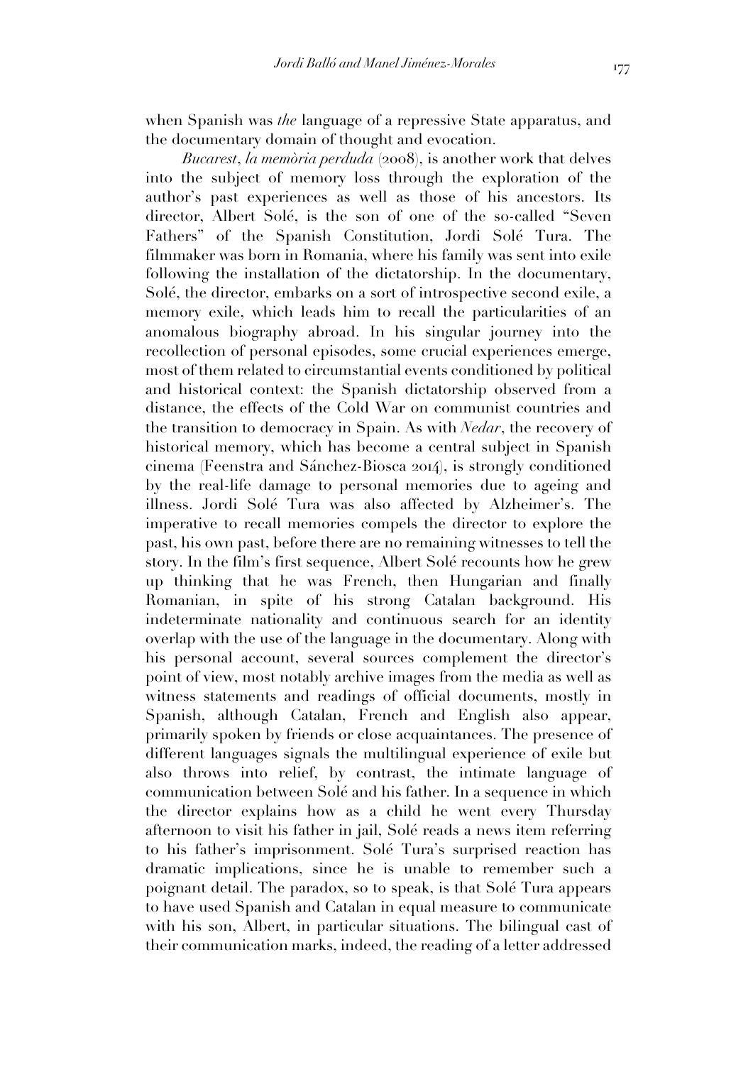when Spanish was *the* language of a repressive State apparatus, and the documentary domain of thought and evocation.

*Bucarest, la memòria perduda* (2008), is another work that delves into the subject of memory loss through the exploration of the author's past experiences as well as those of his ancestors. Its director, Albert Solé, is the son of one of the so-called "Seven Fathers" of the Spanish Constitution, Jordi Solé Tura. The filmmaker was born in Romania, where his family was sent into exile following the installation of the dictatorship. In the documentary, Solé, the director, embarks on a sort of introspective second exile, a memory exile, which leads him to recall the particularities of an anomalous biography abroad. In his singular journey into the recollection of personal episodes, some crucial experiences emerge, most of them related to circumstantial events conditioned by political and historical context: the Spanish dictatorship observed from a distance, the effects of the Cold War on communist countries and the transition to democracy in Spain. As with *Nedar*, the recovery of historical memory, which has become a central subject in Spanish cinema (Feenstra and Sánchez-Biosca 2014), is strongly conditioned by the real-life damage to personal memories due to ageing and illness. Jordi Solé Tura was also affected by Alzheimer's. The imperative to recall memories compels the director to explore the past, his own past, before there are no remaining witnesses to tell the story. In the film's first sequence, Albert Solé recounts how he grew up thinking that he was French, then Hungarian and finally Romanian, in spite of his strong Catalan background. His indeterminate nationality and continuous search for an identity overlap with the use of the language in the documentary. Along with his personal account, several sources complement the director's point of view, most notably archive images from the media as well as witness statements and readings of official documents, mostly in Spanish, although Catalan, French and English also appear, primarily spoken by friends or close acquaintances. The presence of different languages signals the multilingual experience of exile but also throws into relief, by contrast, the intimate language of communication between Solé and his father. In a sequence in which the director explains how as a child he went every Thursday afternoon to visit his father in jail, Solé reads a news item referring to his father's imprisonment. Solé Tura's surprised reaction has dramatic implications, since he is unable to remember such a poignant detail. The paradox, so to speak, is that Solé Tura appears to have used Spanish and Catalan in equal measure to communicate with his son, Albert, in particular situations. The bilingual cast of their communication marks, indeed, the reading of a letter addressed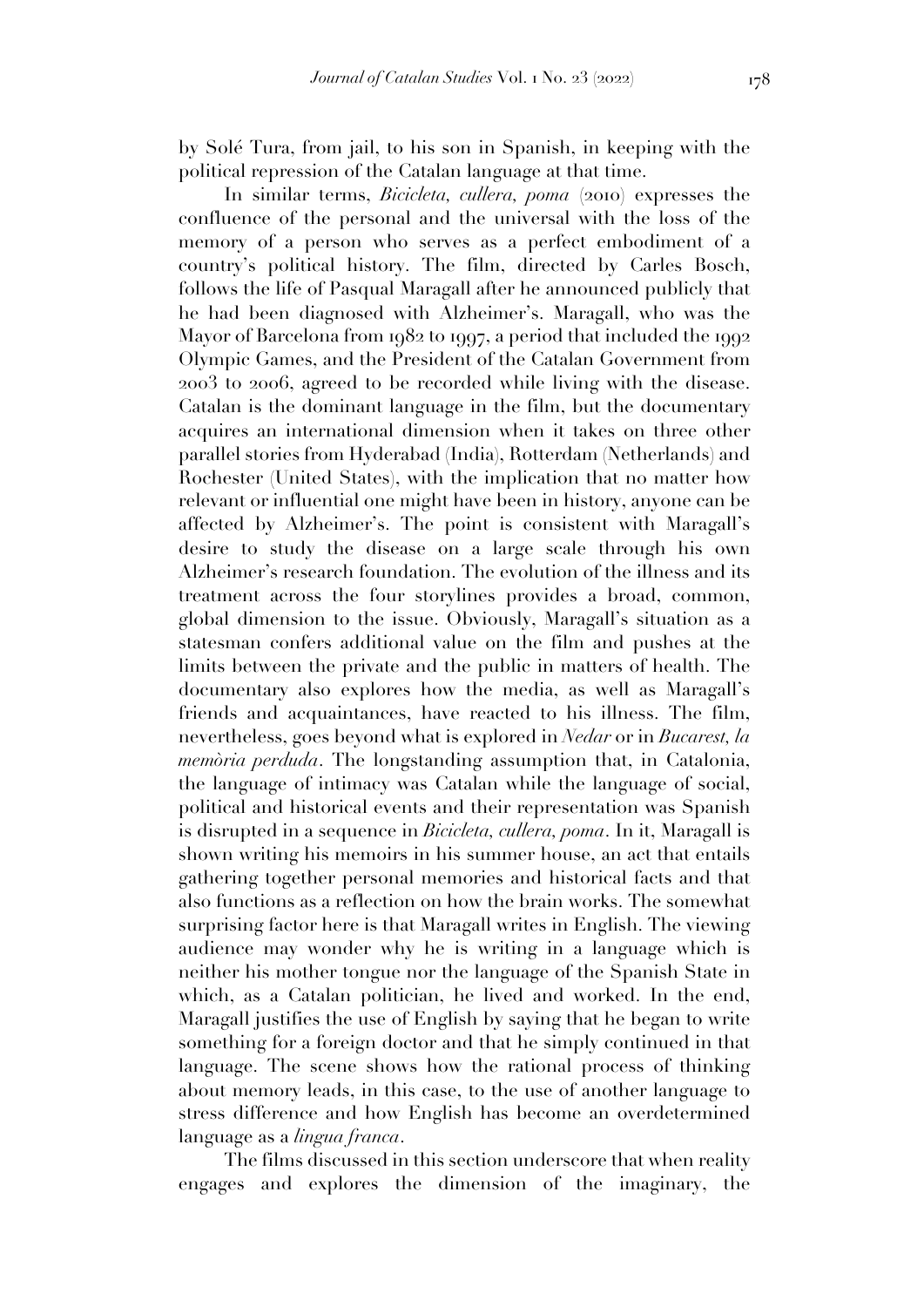by Solé Tura, from jail, to his son in Spanish, in keeping with the political repression of the Catalan language at that time.

In similar terms, *Bicicleta, cullera, poma* (2010) expresses the confluence of the personal and the universal with the loss of the memory of a person who serves as a perfect embodiment of a country's political history. The film, directed by Carles Bosch, follows the life of Pasqual Maragall after he announced publicly that he had been diagnosed with Alzheimer's. Maragall, who was the Mayor of Barcelona from 1982 to 1997, a period that included the 1992 Olympic Games, and the President of the Catalan Government from 2003 to 2006, agreed to be recorded while living with the disease. Catalan is the dominant language in the film, but the documentary acquires an international dimension when it takes on three other parallel stories from Hyderabad (India), Rotterdam (Netherlands) and Rochester (United States), with the implication that no matter how relevant or influential one might have been in history, anyone can be affected by Alzheimer's. The point is consistent with Maragall's desire to study the disease on a large scale through his own Alzheimer's research foundation. The evolution of the illness and its treatment across the four storylines provides a broad, common, global dimension to the issue. Obviously, Maragall's situation as a statesman confers additional value on the film and pushes at the limits between the private and the public in matters of health. The documentary also explores how the media, as well as Maragall's friends and acquaintances, have reacted to his illness. The film, nevertheless, goes beyond what is explored in *Nedar* or in *Bucarest, la memòria perduda*. The longstanding assumption that, in Catalonia, the language of intimacy was Catalan while the language of social, political and historical events and their representation was Spanish is disrupted in a sequence in *Bicicleta, cullera, poma*. In it, Maragall is shown writing his memoirs in his summer house, an act that entails gathering together personal memories and historical facts and that also functions as a reflection on how the brain works. The somewhat surprising factor here is that Maragall writes in English. The viewing audience may wonder why he is writing in a language which is neither his mother tongue nor the language of the Spanish State in which, as a Catalan politician, he lived and worked. In the end, Maragall justifies the use of English by saying that he began to write something for a foreign doctor and that he simply continued in that language. The scene shows how the rational process of thinking about memory leads, in this case, to the use of another language to stress difference and how English has become an overdetermined language as a *lingua franca*.

The films discussed in this section underscore that when reality engages and explores the dimension of the imaginary, the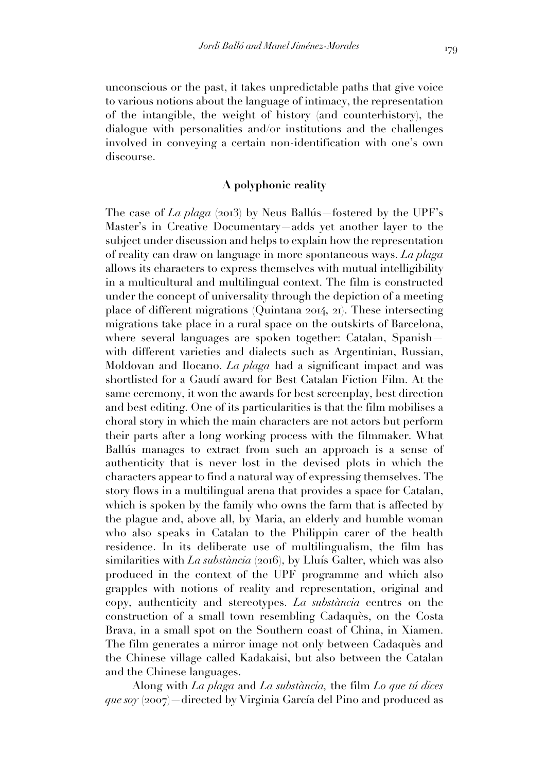unconscious or the past, it takes unpredictable paths that give voice to various notions about the language of intimacy, the representation of the intangible, the weight of history (and counterhistory), the dialogue with personalities and/or institutions and the challenges involved in conveying a certain non-identification with one's own discourse.

## A polyphonic reality

The case of *La plaga* (2013) by Neus Ballús—fostered by the UPF's Master's in Creative Documentary—adds yet another layer to the subject under discussion and helps to explain how the representation of reality can draw on language in more spontaneous ways. *La plaga* allows its characters to express themselves with mutual intelligibility in a multicultural and multilingual context. The film is constructed under the concept of universality through the depiction of a meeting place of different migrations (Quintana 2014, 21). These intersecting migrations take place in a rural space on the outskirts of Barcelona, where several languages are spoken together: Catalan, Spanish—with different varieties and dialects such as Argentinian, Russian, Moldovan and Ilocano. *La plaga* had a significant impact and was shortlisted for a Gaudí award for Best Catalan Fiction Film. At the same ceremony, it won the awards for best screenplay, best direction and best editing. One of its particularities is that the film mobilises a choral story in which the main characters are not actors but perform their parts after a long working process with the filmmaker. What Ballús manages to extract from such an approach is a sense of authenticity that is never lost in the devised plots in which the characters appear to find a natural way of expressing themselves. The story flows in a multilingual arena that provides a space for Catalan, which is spoken by the family who owns the farm that is affected by the plague and, above all, by Maria, an elderly and humble woman who also speaks in Catalan to the Philippin carer of the health residence. In its deliberate use of multilingualism, the film has similarities with *La substància* (2016), by Lluís Galter, which was also produced in the context of the UPF programme and which also grapples with notions of reality and representation, original and copy, authenticity and stereotypes. *La substància* centres on the construction of a small town resembling Cadaquès, on the Costa Brava, in a small spot on the Southern coast of China, in Xiamen. The film generates a mirror image not only between Cadaquès and the Chinese village called Kadakaisi, but also between the Catalan and the Chinese languages.

Along with *La plaga* and *La substància,* the film *Lo que tú dices que soy* (2007)—directed by Virginia García del Pino and produced as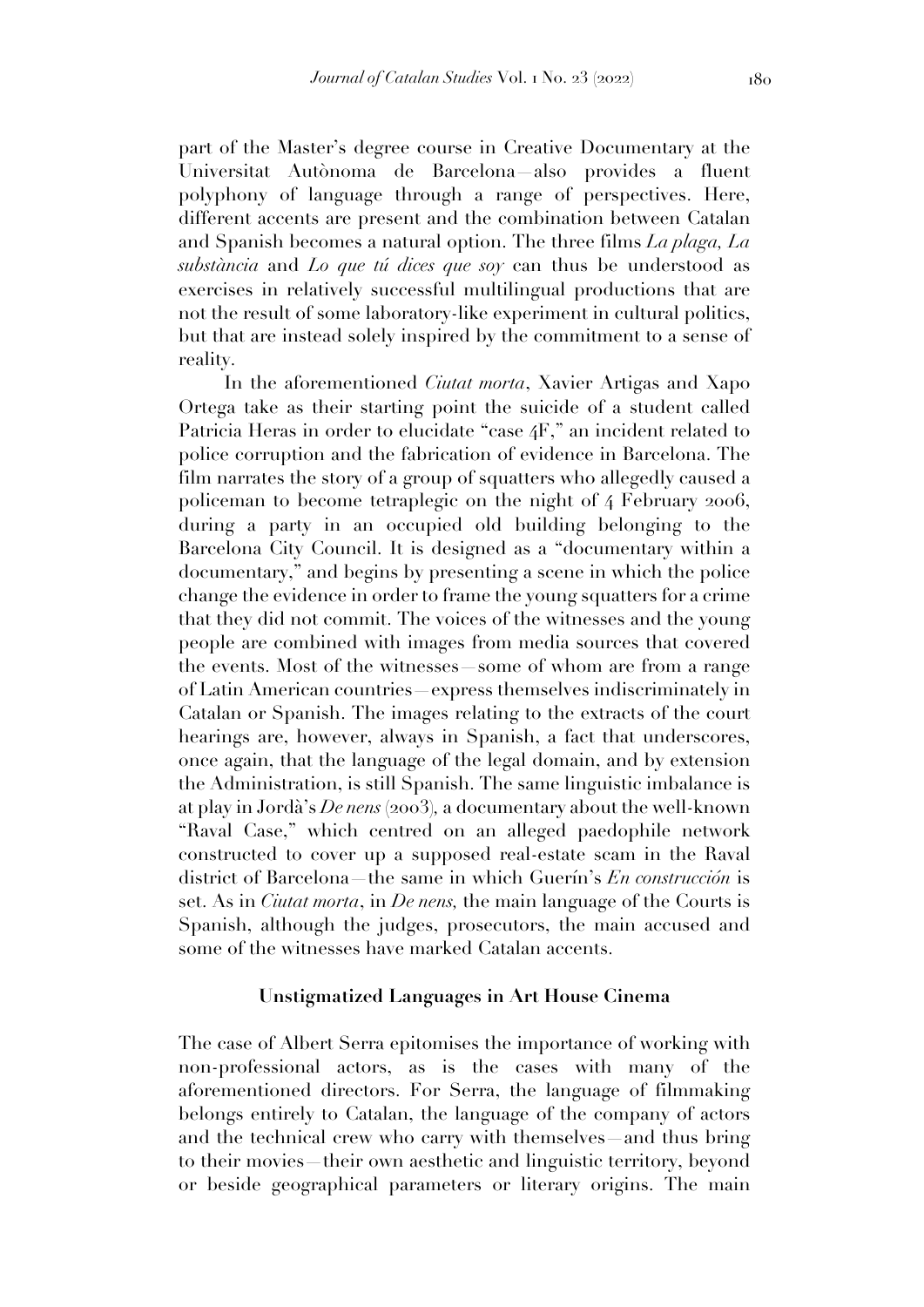part of the Master's degree course in Creative Documentary at the Universitat Autònoma de Barcelona—also provides a fluent polyphony of language through a range of perspectives. Here, different accents are present and the combination between Catalan and Spanish becomes a natural option. The three films *La plaga, La substància* and *Lo que tú dices que soy* can thus be understood as exercises in relatively successful multilingual productions that are not the result of some laboratory-like experiment in cultural politics, but that are instead solely inspired by the commitment to a sense of reality.

In the aforementioned *Ciutat morta*, Xavier Artigas and Xapo Ortega take as their starting point the suicide of a student called Patricia Heras in order to elucidate "case 4F," an incident related to police corruption and the fabrication of evidence in Barcelona. The film narrates the story of a group of squatters who allegedly caused a policeman to become tetraplegic on the night of 4 February 2006, during a party in an occupied old building belonging to the Barcelona City Council. It is designed as a "documentary within a documentary," and begins by presenting a scene in which the police change the evidence in order to frame the young squatters for a crime that they did not commit. The voices of the witnesses and the young people are combined with images from media sources that covered the events. Most of the witnesses—some of whom are from a range of Latin American countries—express themselves indiscriminately in Catalan or Spanish. The images relating to the extracts of the court hearings are, however, always in Spanish, a fact that underscores, once again, that the language of the legal domain, and by extension the Administration, is still Spanish. The same linguistic imbalance is at play in Jordà's *De nens* (2003), a documentary about the well-known "Raval Case," which centred on an alleged paedophile network constructed to cover up a supposed real-estate scam in the Raval district of Barcelona—the same in which Guerín's *En construcción* is set. As in *Ciutat morta*, in *De nens,* the main language of the Courts is Spanish, although the judges, prosecutors, the main accused and some of the witnesses have marked Catalan accents.

## Unstigmatized Languages in Art House Cinema

The case of Albert Serra epitomises the importance of working with non-professional actors, as is the cases with many of the aforementioned directors. For Serra, the language of filmmaking belongs entirely to Catalan, the language of the company of actors and the technical crew who carry with themselves—and thus bring to their movies—their own aesthetic and linguistic territory, beyond or beside geographical parameters or literary origins. The main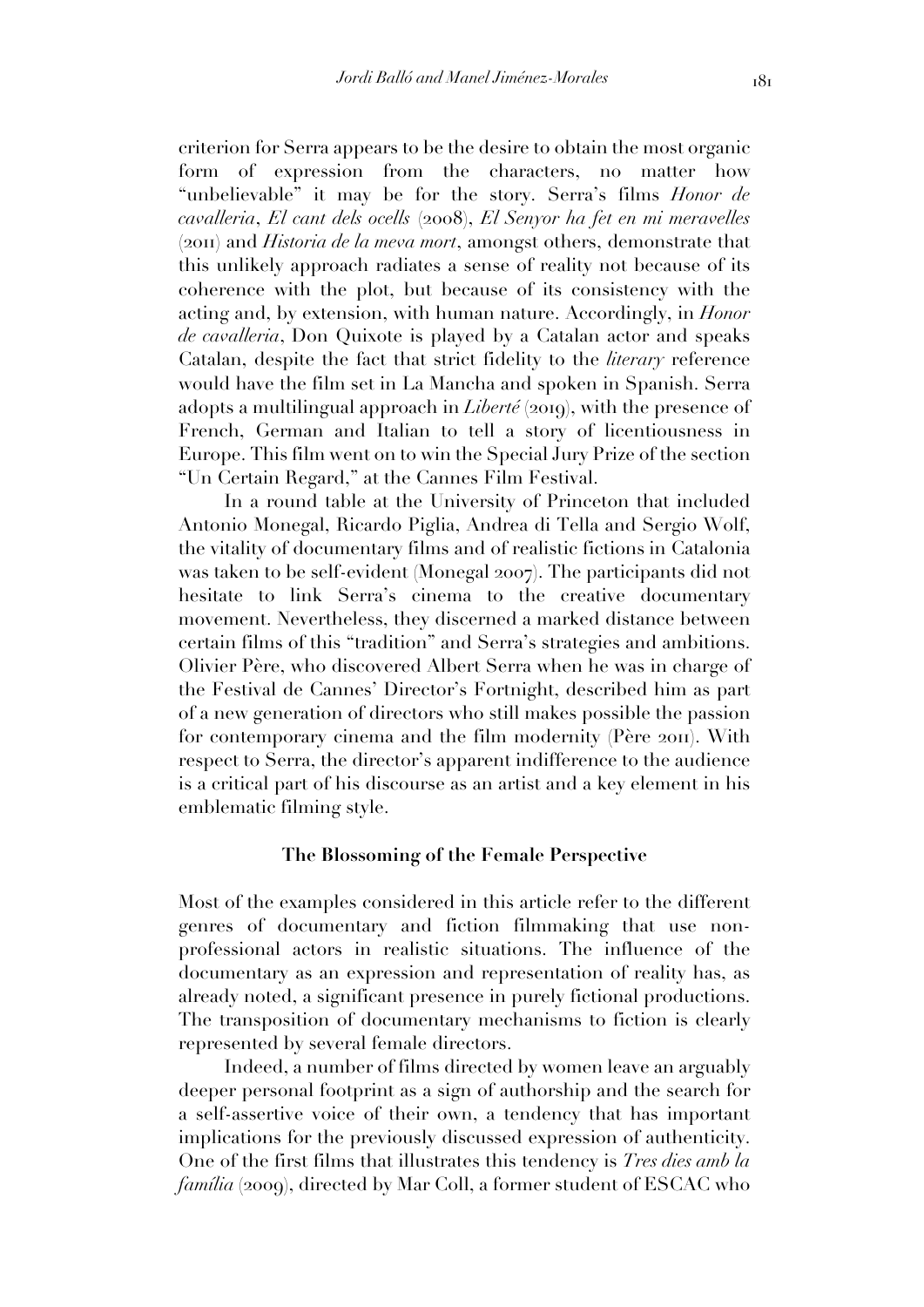criterion for Serra appears to be the desire to obtain the most organic form of expression from the characters, no matter how "unbelievable" it may be for the story. Serra's films *Honor de cavalleria*, *El cant dels ocells* (2008), *El Senyor ha fet en mi meravelles* (2011) and *Historia de la meva mort*, amongst others, demonstrate that this unlikely approach radiates a sense of reality not because of its coherence with the plot, but because of its consistency with the acting and, by extension, with human nature. Accordingly, in *Honor de cavalleria*, Don Quixote is played by a Catalan actor and speaks Catalan, despite the fact that strict fidelity to the *literary* reference would have the film set in La Mancha and spoken in Spanish. Serra adopts a multilingual approach in *Liberté* (2019), with the presence of French, German and Italian to tell a story of licentiousness in Europe. This film went on to win the Special Jury Prize of the section "Un Certain Regard," at the Cannes Film Festival.

In a round table at the University of Princeton that included Antonio Monegal, Ricardo Piglia, Andrea di Tella and Sergio Wolf, the vitality of documentary films and of realistic fictions in Catalonia was taken to be self-evident (Monegal 2007). The participants did not hesitate to link Serra's cinema to the creative documentary movement. Nevertheless, they discerned a marked distance between certain films of this "tradition" and Serra's strategies and ambitions. Olivier Père, who discovered Albert Serra when he was in charge of the Festival de Cannes' Director's Fortnight, described him as part of a new generation of directors who still makes possible the passion for contemporary cinema and the film modernity (Père 2011). With respect to Serra, the director's apparent indifference to the audience is a critical part of his discourse as an artist and a key element in his emblematic filming style.

## The Blossoming of the Female Perspective

Most of the examples considered in this article refer to the different genres of documentary and fiction filmmaking that use non-professional actors in realistic situations. The influence of the documentary as an expression and representation of reality has, as already noted, a significant presence in purely fictional productions. The transposition of documentary mechanisms to fiction is clearly represented by several female directors.

Indeed, a number of films directed by women leave an arguably deeper personal footprint as a sign of authorship and the search for a self-assertive voice of their own, a tendency that has important implications for the previously discussed expression of authenticity. One of the first films that illustrates this tendency is *Tres dies amb la família* (2009), directed by Mar Coll, a former student of ESCAC who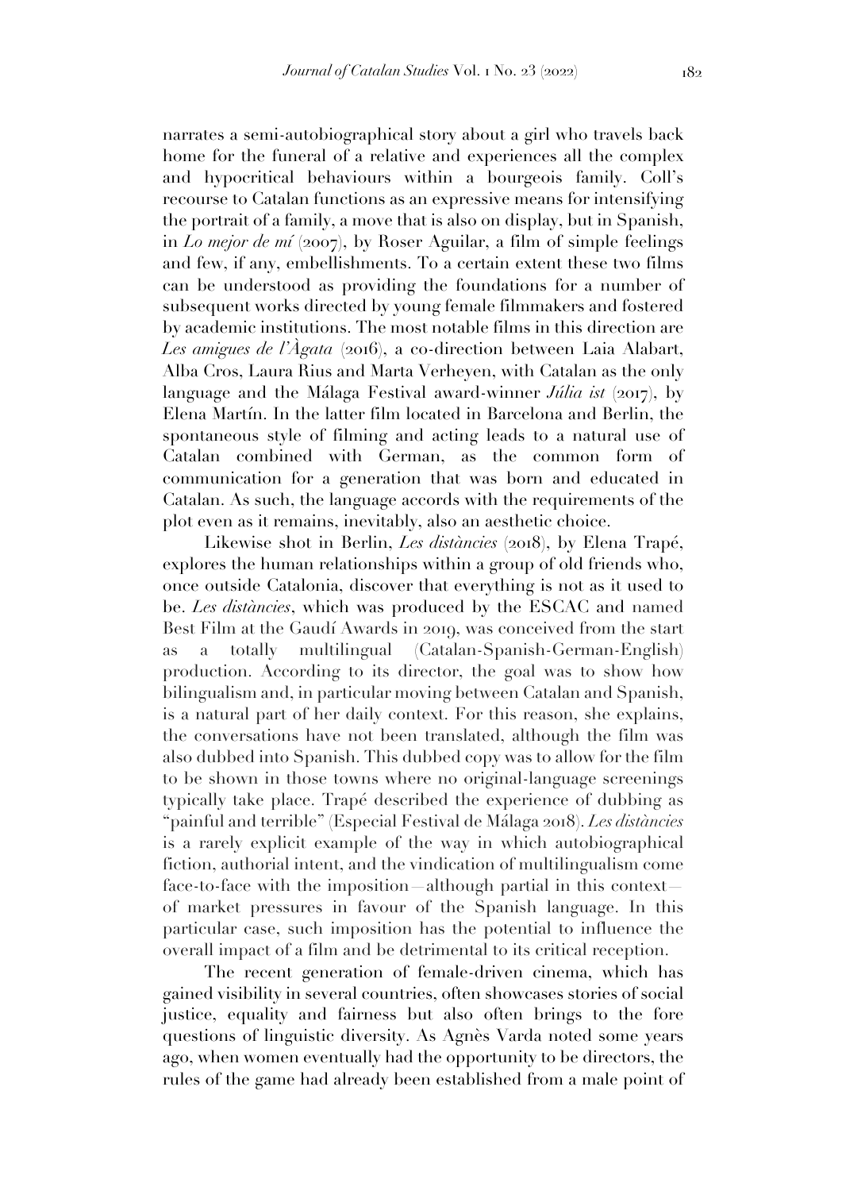narrates a semi-autobiographical story about a girl who travels back home for the funeral of a relative and experiences all the complex and hypocritical behaviours within a bourgeois family. Coll's recourse to Catalan functions as an expressive means for intensifying the portrait of a family, a move that is also on display, but in Spanish, in *Lo mejor de mí* (2007), by Roser Aguilar, a film of simple feelings and few, if any, embellishments. To a certain extent these two films can be understood as providing the foundations for a number of subsequent works directed by young female filmmakers and fostered by academic institutions. The most notable films in this direction are *Les amigues de l'Àgata* (2016), a co-direction between Laia Alabart, Alba Cros, Laura Rius and Marta Verheyen, with Catalan as the only language and the Málaga Festival award-winner *Júlia ist* (2017), by Elena Martín. In the latter film located in Barcelona and Berlin, the spontaneous style of filming and acting leads to a natural use of Catalan combined with German, as the common form of communication for a generation that was born and educated in Catalan. As such, the language accords with the requirements of the plot even as it remains, inevitably, also an aesthetic choice.

Likewise shot in Berlin, *Les distàncies* (2018), by Elena Trapé, explores the human relationships within a group of old friends who, once outside Catalonia, discover that everything is not as it used to be. *Les distàncies*, which was produced by the ESCAC and named Best Film at the Gaudí Awards in 2019, was conceived from the start as a totally multilingual (Catalan-Spanish-German-English) production. According to its director, the goal was to show how bilingualism and, in particular moving between Catalan and Spanish, is a natural part of her daily context. For this reason, she explains, the conversations have not been translated, although the film was also dubbed into Spanish. This dubbed copy was to allow for the film to be shown in those towns where no original-language screenings typically take place. Trapé described the experience of dubbing as "painful and terrible" (Especial Festival de Málaga 2018). *Les distàncies* is a rarely explicit example of the way in which autobiographical fiction, authorial intent, and the vindication of multilingualism come face-to-face with the imposition—although partial in this context—of market pressures in favour of the Spanish language. In this particular case, such imposition has the potential to influence the overall impact of a film and be detrimental to its critical reception.

The recent generation of female-driven cinema, which has gained visibility in several countries, often showcases stories of social justice, equality and fairness but also often brings to the fore questions of linguistic diversity. As Agnès Varda noted some years ago, when women eventually had the opportunity to be directors, the rules of the game had already been established from a male point of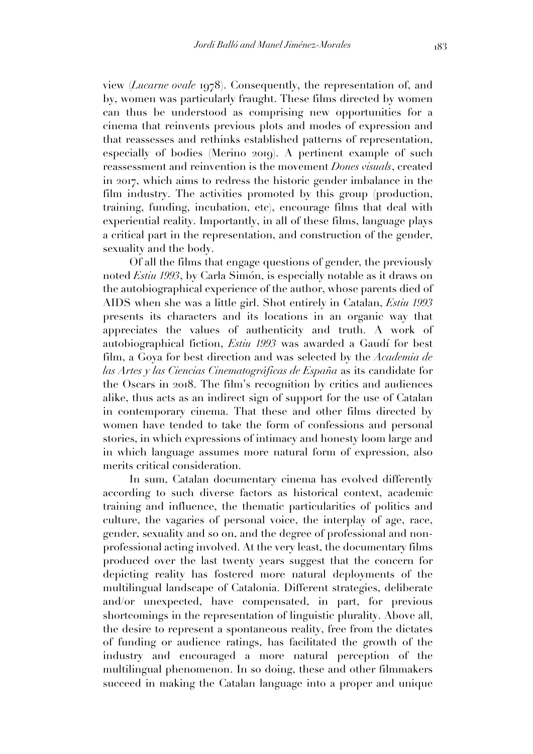view (*Lucarne ovale* 1978). Consequently, the representation of, and by, women was particularly fraught. These films directed by women can thus be understood as comprising new opportunities for a cinema that reinvents previous plots and modes of expression and that reassesses and rethinks established patterns of representation, especially of bodies (Merino 2019). A pertinent example of such reassessment and reinvention is the movement *Dones visuals*, created in 2017, which aims to redress the historic gender imbalance in the film industry. The activities promoted by this group (production, training, funding, incubation, etc), encourage films that deal with experiential reality. Importantly, in all of these films, language plays a critical part in the representation, and construction of the gender, sexuality and the body.

Of all the films that engage questions of gender, the previously noted *Estiu 1993*, by Carla Simón, is especially notable as it draws on the autobiographical experience of the author, whose parents died of AIDS when she was a little girl. Shot entirely in Catalan, *Estiu 1993* presents its characters and its locations in an organic way that appreciates the values of authenticity and truth. A work of autobiographical fiction, *Estiu 1993* was awarded a Gaudí for best film, a Goya for best direction and was selected by the *Academia de las Artes y las Ciencias Cinematográficas de España* as its candidate for the Oscars in 2018. The film's recognition by critics and audiences alike, thus acts as an indirect sign of support for the use of Catalan in contemporary cinema. That these and other films directed by women have tended to take the form of confessions and personal stories, in which expressions of intimacy and honesty loom large and in which language assumes more natural form of expression, also merits critical consideration.

In sum, Catalan documentary cinema has evolved differently according to such diverse factors as historical context, academic training and influence, the thematic particularities of politics and culture, the vagaries of personal voice, the interplay of age, race, gender, sexuality and so on, and the degree of professional and non-professional acting involved. At the very least, the documentary films produced over the last twenty years suggest that the concern for depicting reality has fostered more natural deployments of the multilingual landscape of Catalonia. Different strategies, deliberate and/or unexpected, have compensated, in part, for previous shortcomings in the representation of linguistic plurality. Above all, the desire to represent a spontaneous reality, free from the dictates of funding or audience ratings, has facilitated the growth of the industry and encouraged a more natural perception of the multilingual phenomenon. In so doing, these and other filmmakers succeed in making the Catalan language into a proper and unique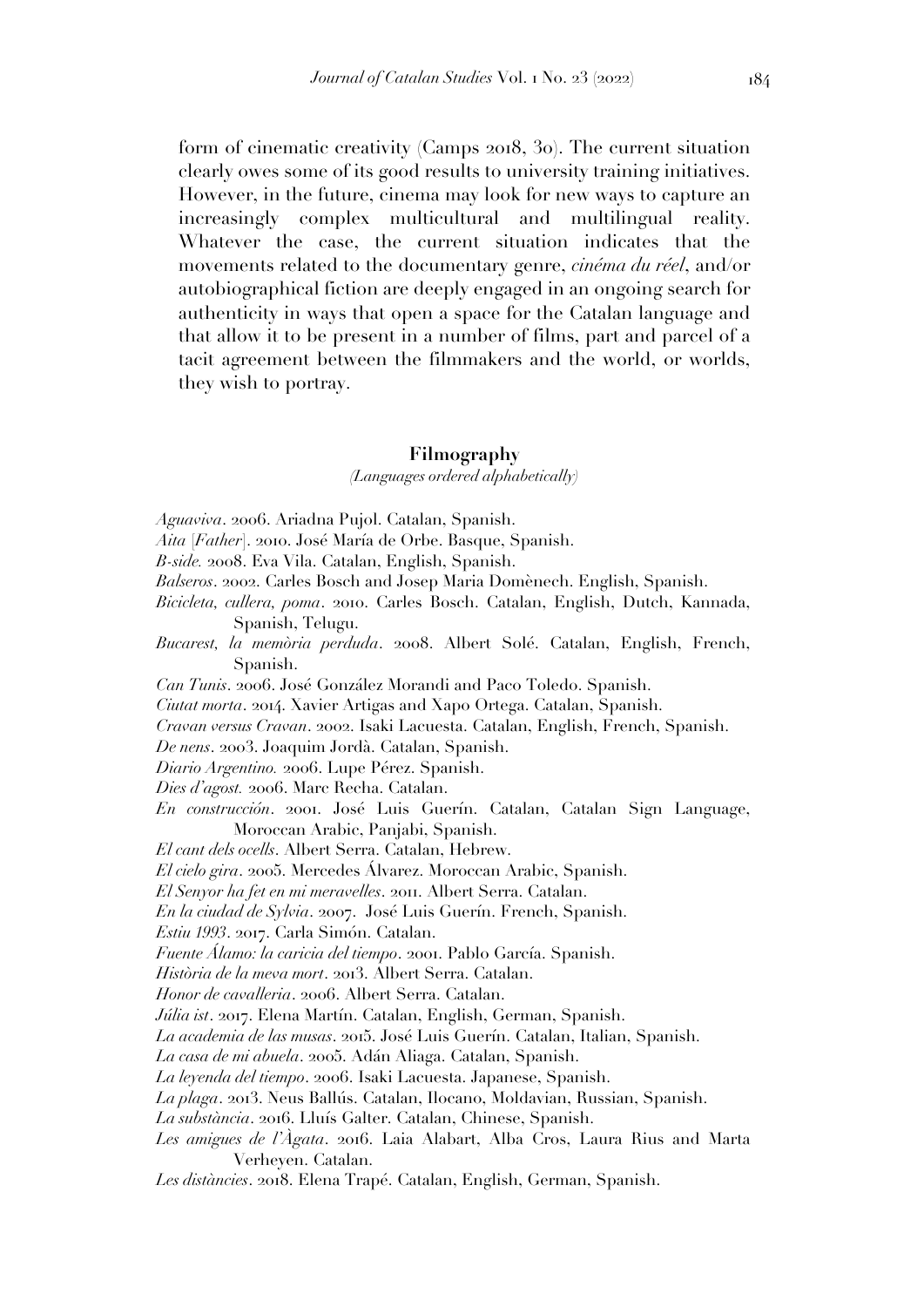form of cinematic creativity (Camps 2018, 30). The current situation clearly owes some of its good results to university training initiatives. However, in the future, cinema may look for new ways to capture an increasingly complex multicultural and multilingual reality. Whatever the case, the current situation indicates that the movements related to the documentary genre, *cinéma du réel*, and/or autobiographical fiction are deeply engaged in an ongoing search for authenticity in ways that open a space for the Catalan language and that allow it to be present in a number of films, part and parcel of a tacit agreement between the filmmakers and the world, or worlds, they wish to portray.

## Filmography

*(Languages ordered alphabetically)*

*Aguaviva*. 2006. Ariadna Pujol. Catalan, Spanish.

*Aita* [*Father*]. 2010. José María de Orbe. Basque, Spanish.

*B-side.* 2008. Eva Vila. Catalan, English, Spanish.

*Balseros*. 2002. Carles Bosch and Josep Maria Domènech. English, Spanish.

*Bicicleta, cullera, poma*. 2010. Carles Bosch. Catalan, English, Dutch, Kannada, Spanish, Telugu.

*Bucarest, la memòria perduda*. 2008. Albert Solé. Catalan, English, French, Spanish.

*Can Tunis*. 2006. José González Morandi and Paco Toledo. Spanish.

*Ciutat morta*. 2014. Xavier Artigas and Xapo Ortega. Catalan, Spanish.

*Cravan versus Cravan*. 2002. Isaki Lacuesta. Catalan, English, French, Spanish.

*De nens*. 2003. Joaquim Jordà. Catalan, Spanish.

*Diario Argentino.* 2006. Lupe Pérez. Spanish.

*Dies d'agost.* 2006. Marc Recha. Catalan.

*En construcción*. 2001. José Luis Guerín. Catalan, Catalan Sign Language, Moroccan Arabic, Panjabi, Spanish.

*El cant dels ocells*. Albert Serra. Catalan, Hebrew.

*El cielo gira*. 2005. Mercedes Álvarez. Moroccan Arabic, Spanish.

*El Senyor ha fet en mi meravelles*. 2011. Albert Serra. Catalan.

*En la ciudad de Sylvia*. 2007. José Luis Guerín. French, Spanish.

*Estiu 1993*. 2017. Carla Simón. Catalan.

*Fuente Álamo: la caricia del tiempo*. 2001. Pablo García. Spanish.

*Història de la meva mort*. 2013. Albert Serra. Catalan.

*Honor de cavalleria*. 2006. Albert Serra. Catalan.

*Júlia ist*. 2017. Elena Martín. Catalan, English, German, Spanish.

*La academia de las musas*. 2015. José Luis Guerín. Catalan, Italian, Spanish.

*La casa de mi abuela*. 2005. Adán Aliaga. Catalan, Spanish.

*La leyenda del tiempo*. 2006. Isaki Lacuesta. Japanese, Spanish.

*La plaga*. 2013. Neus Ballús. Catalan, Ilocano, Moldavian, Russian, Spanish.

*La substància*. 2016. Lluís Galter. Catalan, Chinese, Spanish.

*Les amigues de l'Àgata*. 2016. Laia Alabart, Alba Cros, Laura Rius and Marta Verheyen. Catalan.

*Les distàncies*. 2018. Elena Trapé. Catalan, English, German, Spanish.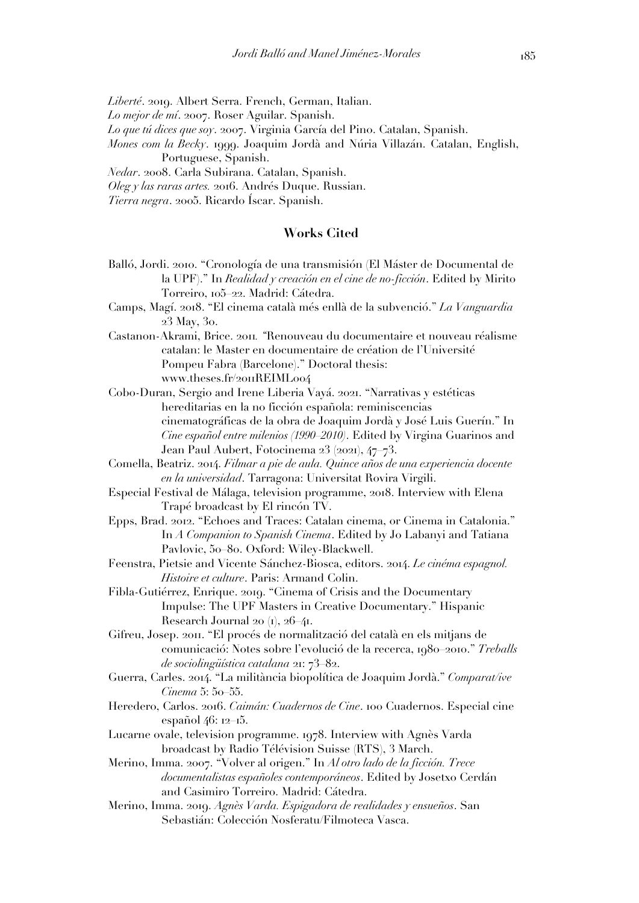*Liberté*. 2019. Albert Serra. French, German, Italian.

*Lo mejor de mí*. 2007. Roser Aguilar. Spanish.

*Lo que tú dices que soy*. 2007. Virginia García del Pino. Catalan, Spanish.

*Mones com la Becky*. 1999. Joaquim Jordà and Núria Villazán. Catalan, English, Portuguese, Spanish.

*Nedar*. 2008. Carla Subirana. Catalan, Spanish.

*Oleg y las raras artes.* 2016. Andrés Duque. Russian.

*Tierra negra*. 2005. Ricardo Íscar. Spanish.

## Works Cited

Balló, Jordi. 2010. "Cronología de una transmisión (El Máster de Documental de la UPF)." In *Realidad y creación en el cine de no-ficción*. Edited by Mirito Torreiro, 105–22. Madrid: Cátedra.

Camps, Magí. 2018. "El cinema català més enllà de la subvenció." *La Vanguardia* 23 May, 30.

Castanon-Akrami, Brice. 2011. "Renouveau du documentaire et nouveau réalisme catalan: le Master en documentaire de création de l'Université Pompeu Fabra (Barcelone)." Doctoral thesis: www.theses.fr/2011REIML004

Cobo-Duran, Sergio and Irene Liberia Vayá. 2021. "Narrativas y estéticas hereditarias en la no ficción española: reminiscencias cinematográficas de la obra de Joaquim Jordà y José Luis Guerín." In *Cine español entre milenios (1990–2010)*. Edited by Virgina Guarinos and Jean Paul Aubert, Fotocinema 23 (2021), 47–73.

Comella, Beatriz. 2014. *Filmar a pie de aula. Quince años de una experiencia docente en la universidad*. Tarragona: Universitat Rovira Virgili.

Especial Festival de Málaga, television programme, 2018. Interview with Elena Trapé broadcast by El rincón TV.

Epps, Brad. 2012. "Echoes and Traces: Catalan cinema, or Cinema in Catalonia." In *A Companion to Spanish Cinema*. Edited by Jo Labanyi and Tatiana Pavlovic, 50–80. Oxford: Wiley-Blackwell.

Feenstra, Pietsie and Vicente Sánchez-Biosca, editors. 2014. *Le cinéma espagnol. Histoire et culture*. Paris: Armand Colin.

Fibla-Gutiérrez, Enrique. 2019. "Cinema of Crisis and the Documentary Impulse: The UPF Masters in Creative Documentary." Hispanic Research Journal 20 (1), 26–41.

Gifreu, Josep. 2011. "El procés de normalització del català en els mitjans de comunicació: Notes sobre l'evolució de la recerca, 1980–2010." *Treballs de sociolingüística catalana* 21: 73–82.

Guerra, Carles. 2014. "La militància biopolítica de Joaquim Jordà." *Comparat/ive Cinema* 5: 50–55.

Heredero, Carlos. 2016. *Caimán: Cuadernos de Cine*. 100 Cuadernos. Especial cine español 46: 12–15.

Lucarne ovale, television programme. 1978. Interview with Agnès Varda broadcast by Radio Télévision Suisse (RTS), 3 March.

Merino, Imma. 2007. "Volver al origen." In *Al otro lado de la ficción. Trece documentalistas españoles contemporáneos*. Edited by Josetxo Cerdán and Casimiro Torreiro. Madrid: Cátedra.

Merino, Imma. 2019. *Agnès Varda. Espigadora de realidades y ensueños*. San Sebastián: Colección Nosferatu/Filmoteca Vasca.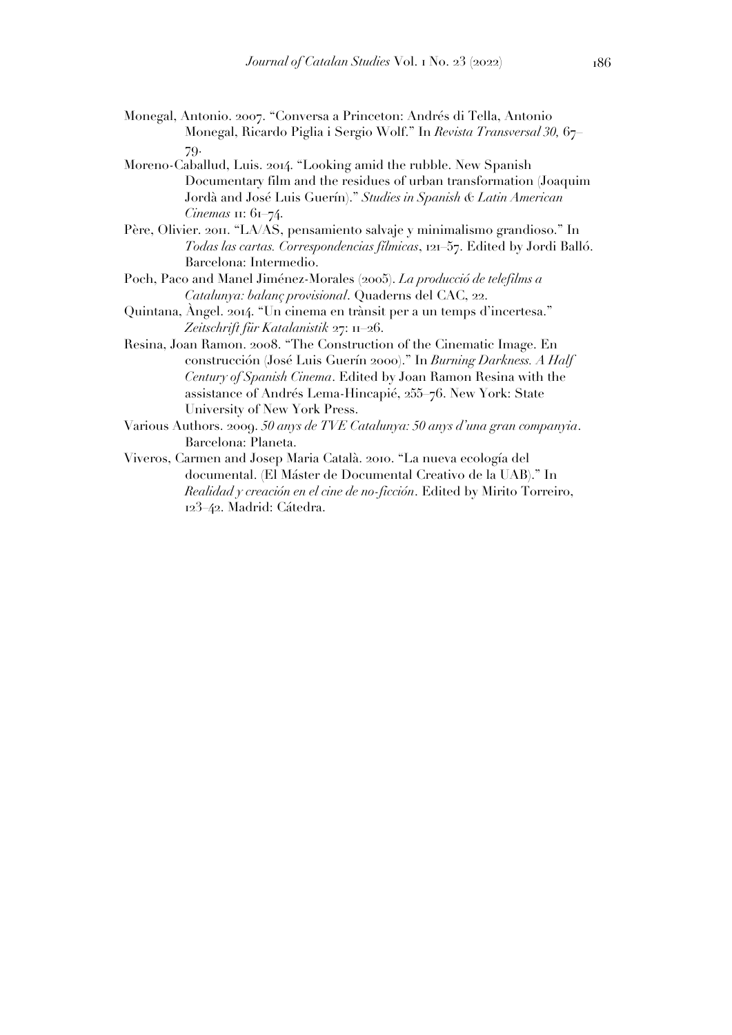Monegal, Antonio. 2007. "Conversa a Princeton: Andrés di Tella, Antonio Monegal, Ricardo Piglia i Sergio Wolf." In *Revista Transversal 30*, 67–79.

Moreno-Caballud, Luis. 2014. "Looking amid the rubble. New Spanish Documentary film and the residues of urban transformation (Joaquim Jordà and José Luis Guerín)." *Studies in Spanish & Latin American Cinemas* 11: 61–74.

Père, Olivier. 2011. "LA/AS, pensamiento salvaje y minimalismo grandioso." In *Todas las cartas. Correspondencias fílmicas*, 121–57. Edited by Jordi Balló. Barcelona: Intermedio.

Poch, Paco and Manel Jiménez-Morales (2005). *La producció de telefilms a Catalunya: balanç provisional*. Quaderns del CAC, 22.

Quintana, Àngel. 2014. "Un cinema en trànsit per a un temps d'incertesa." *Zeitschrift für Katalanistik* 27: 11–26.

Resina, Joan Ramon. 2008. "The Construction of the Cinematic Image. En construcción (José Luis Guerín 2000)." In *Burning Darkness. A Half Century of Spanish Cinema*. Edited by Joan Ramon Resina with the assistance of Andrés Lema-Hincapié, 255–76. New York: State University of New York Press.

Various Authors. 2009. *50 anys de TVE Catalunya: 50 anys d'una gran companyia*. Barcelona: Planeta.

Viveros, Carmen and Josep Maria Català. 2010. "La nueva ecología del documental. (El Máster de Documental Creativo de la UAB)." In *Realidad y creación en el cine de no-ficción*. Edited by Mirito Torreiro, 123–42. Madrid: Cátedra.